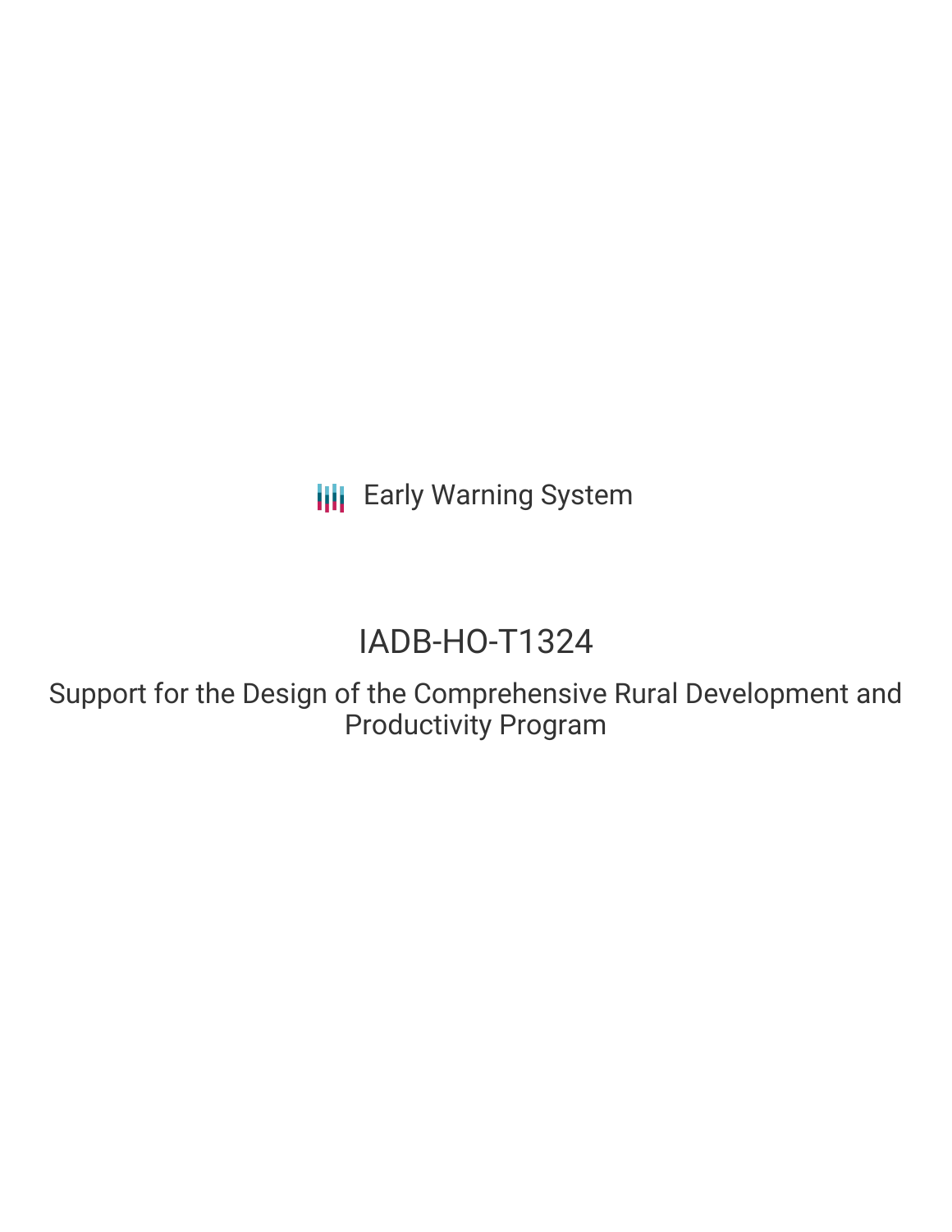Early Warning System

# IADB-HO-T1324

## Support for the Design of the Comprehensive Rural Development and Productivity Program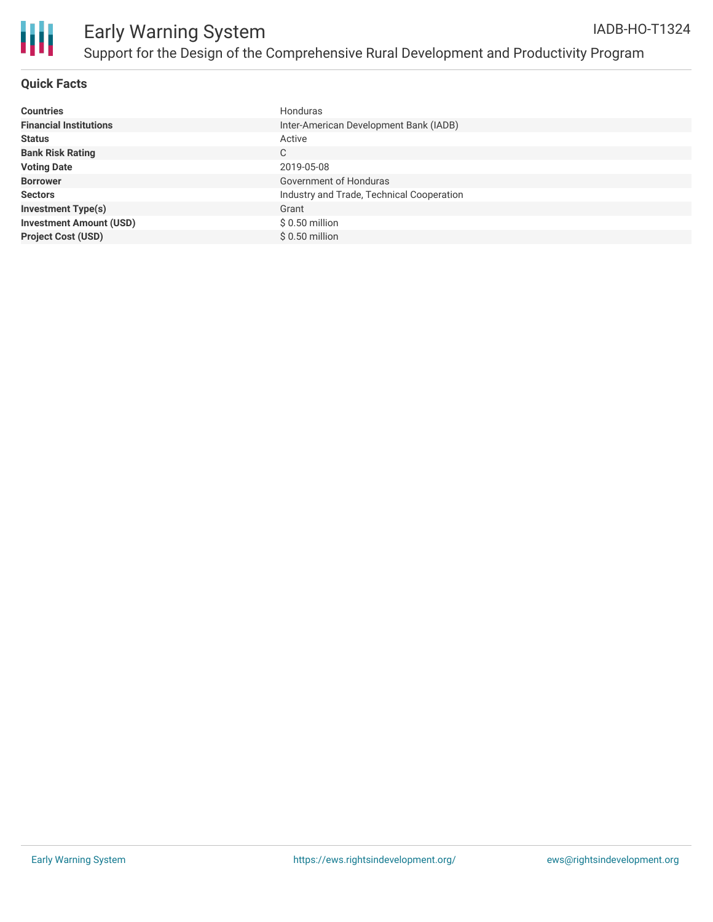# Early Warning System

## Support for the Design of the Comprehensive Rural Development and Productivity Program

IADB-HO-T1324

### Quick Facts

| | |
|---|---|
| **Countries** | Honduras |
| **Financial Institutions** | Inter-American Development Bank (IADB) |
| **Status** | Active |
| **Bank Risk Rating** | C |
| **Voting Date** | 2019-05-08 |
| **Borrower** | Government of Honduras |
| **Sectors** | Industry and Trade, Technical Cooperation |
| **Investment Type(s)** | Grant |
| **Investment Amount (USD)** | $ 0.50 million |
| **Project Cost (USD)** | $ 0.50 million |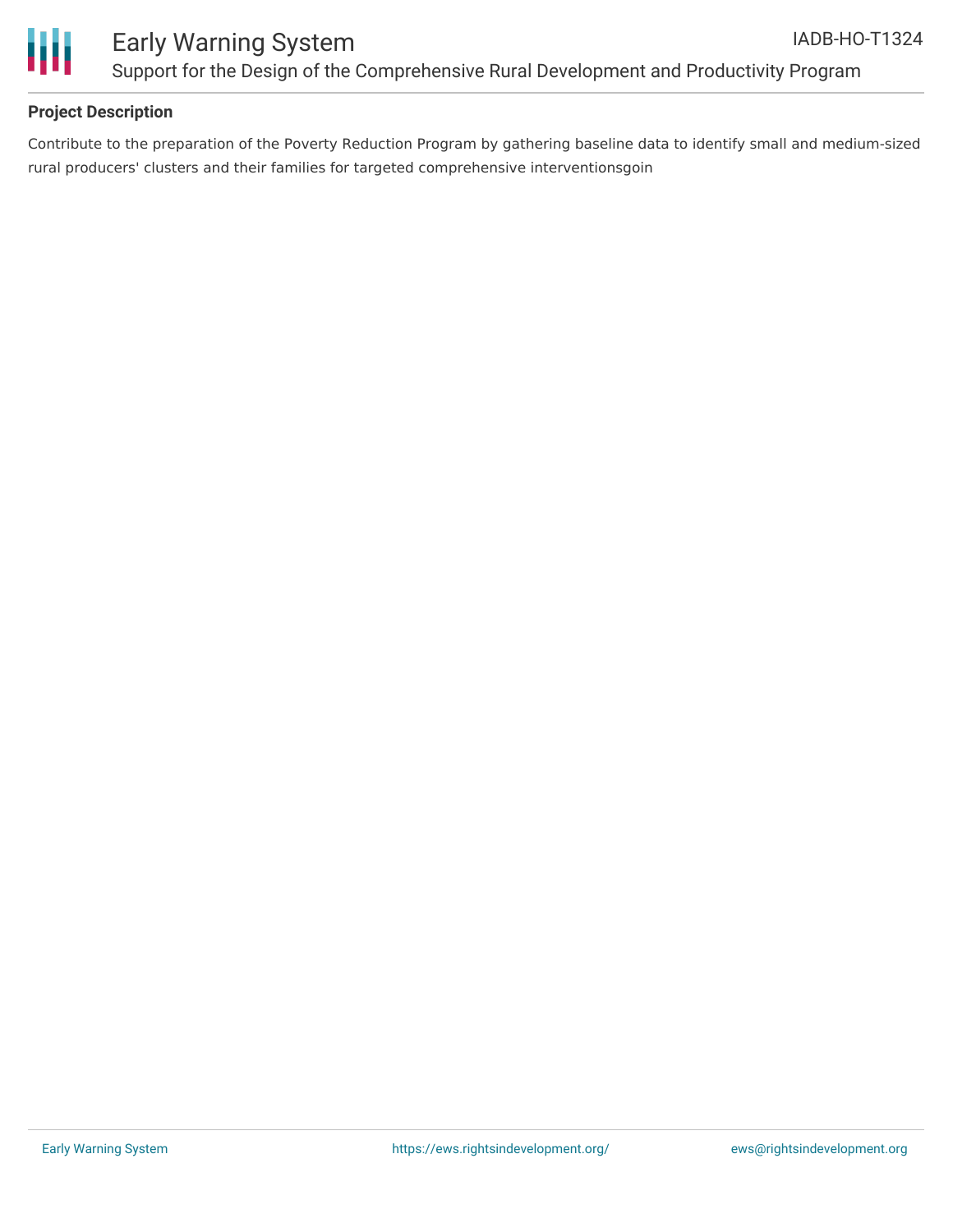## Project Description

Contribute to the preparation of the Poverty Reduction Program by gathering baseline data to identify small and medium-sized rural producers' clusters and their families for targeted comprehensive interventionsgoin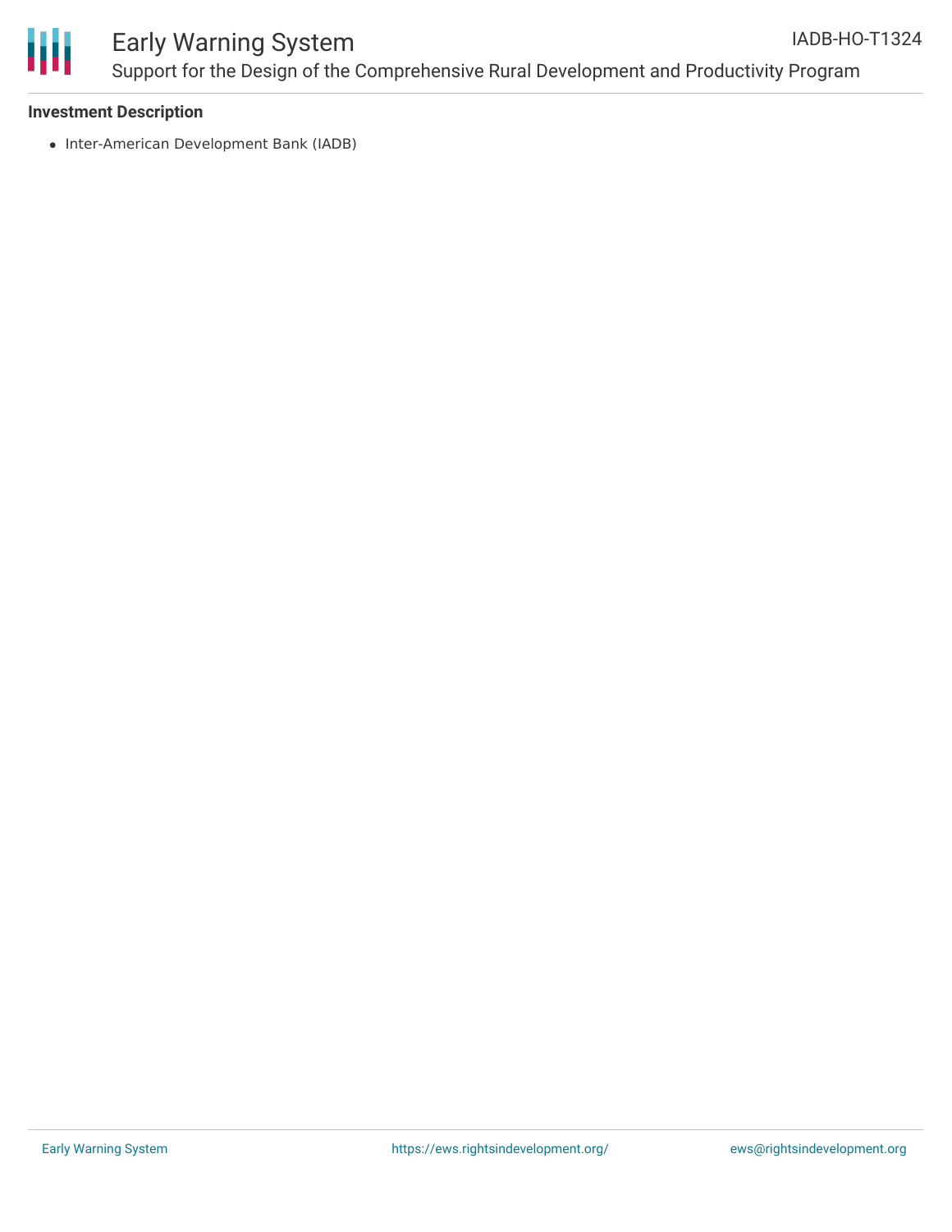### Investment Description

- Inter-American Development Bank (IADB)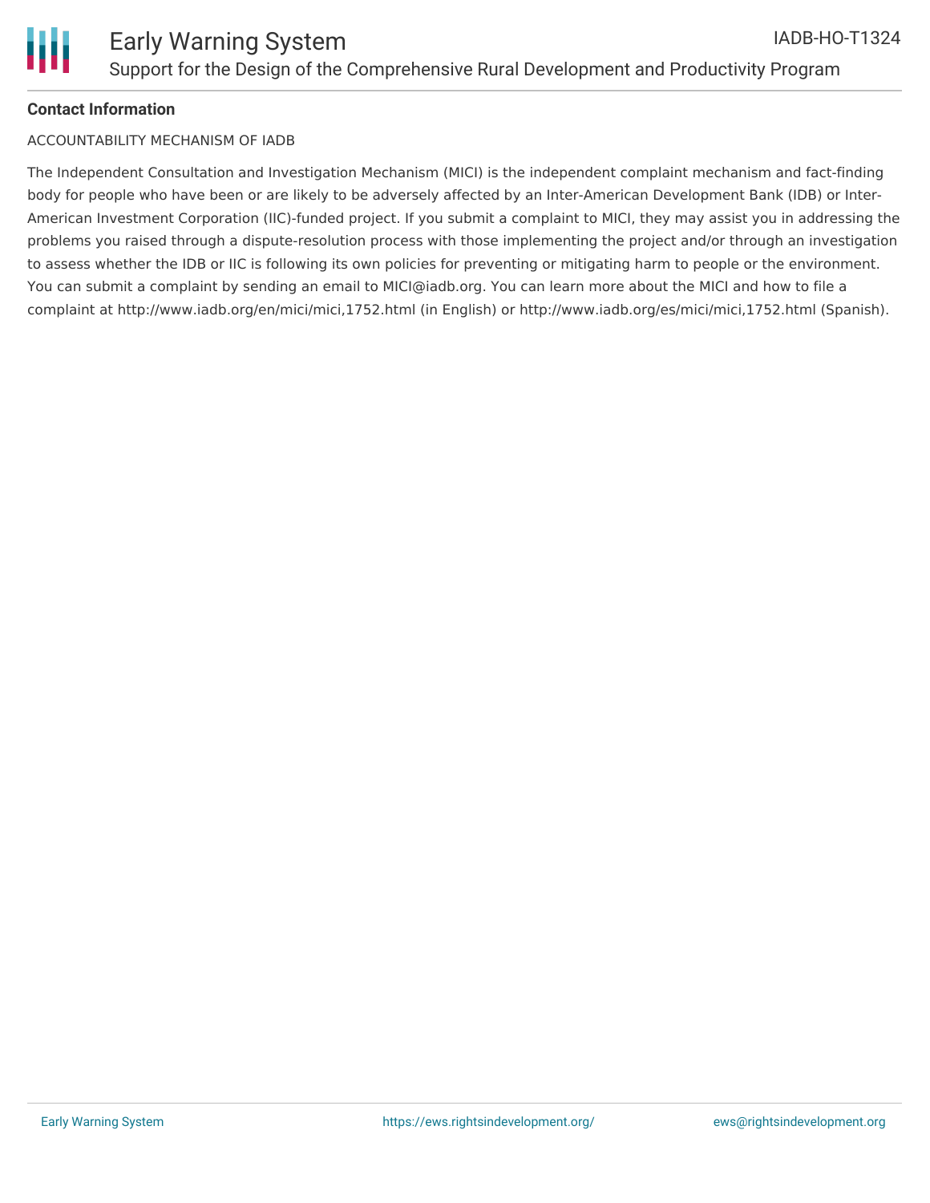**Contact Information**

ACCOUNTABILITY MECHANISM OF IADB

The Independent Consultation and Investigation Mechanism (MICI) is the independent complaint mechanism and fact-finding body for people who have been or are likely to be adversely affected by an Inter-American Development Bank (IDB) or Inter-American Investment Corporation (IIC)-funded project. If you submit a complaint to MICI, they may assist you in addressing the problems you raised through a dispute-resolution process with those implementing the project and/or through an investigation to assess whether the IDB or IIC is following its own policies for preventing or mitigating harm to people or the environment. You can submit a complaint by sending an email to MICI@iadb.org. You can learn more about the MICI and how to file a complaint at http://www.iadb.org/en/mici/mici,1752.html (in English) or http://www.iadb.org/es/mici/mici,1752.html (Spanish).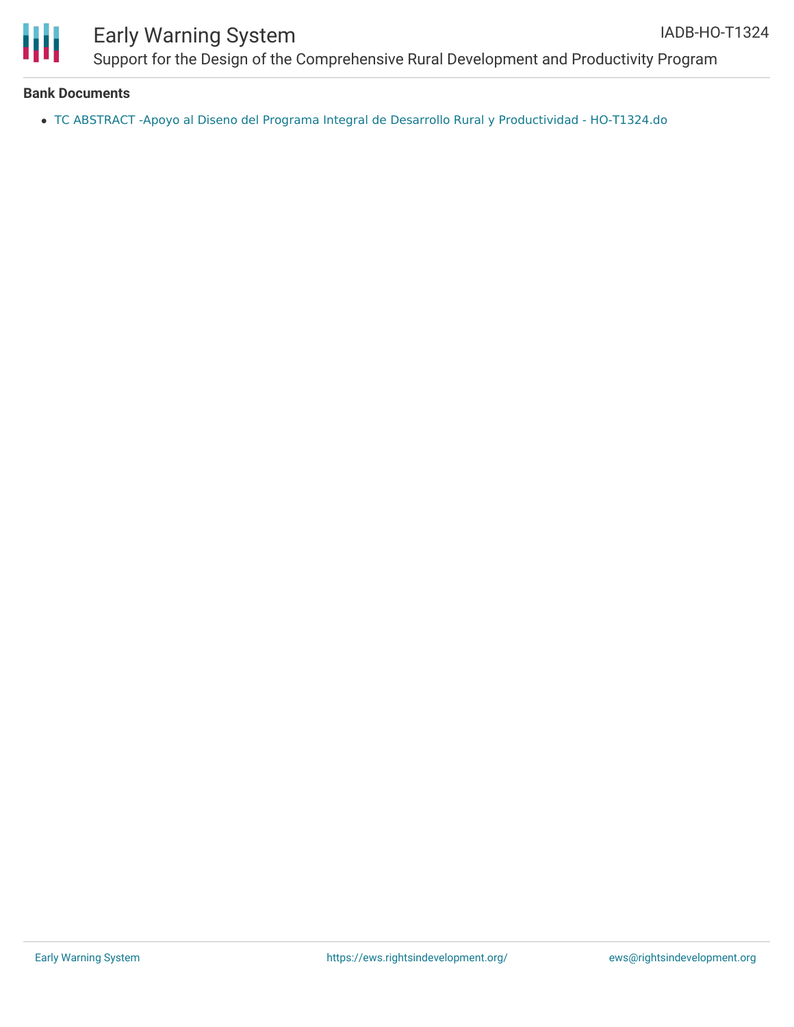**Bank Documents**

- TC ABSTRACT -Apoyo al Diseno del Programa Integral de Desarrollo Rural y Productividad - HO-T1324.do